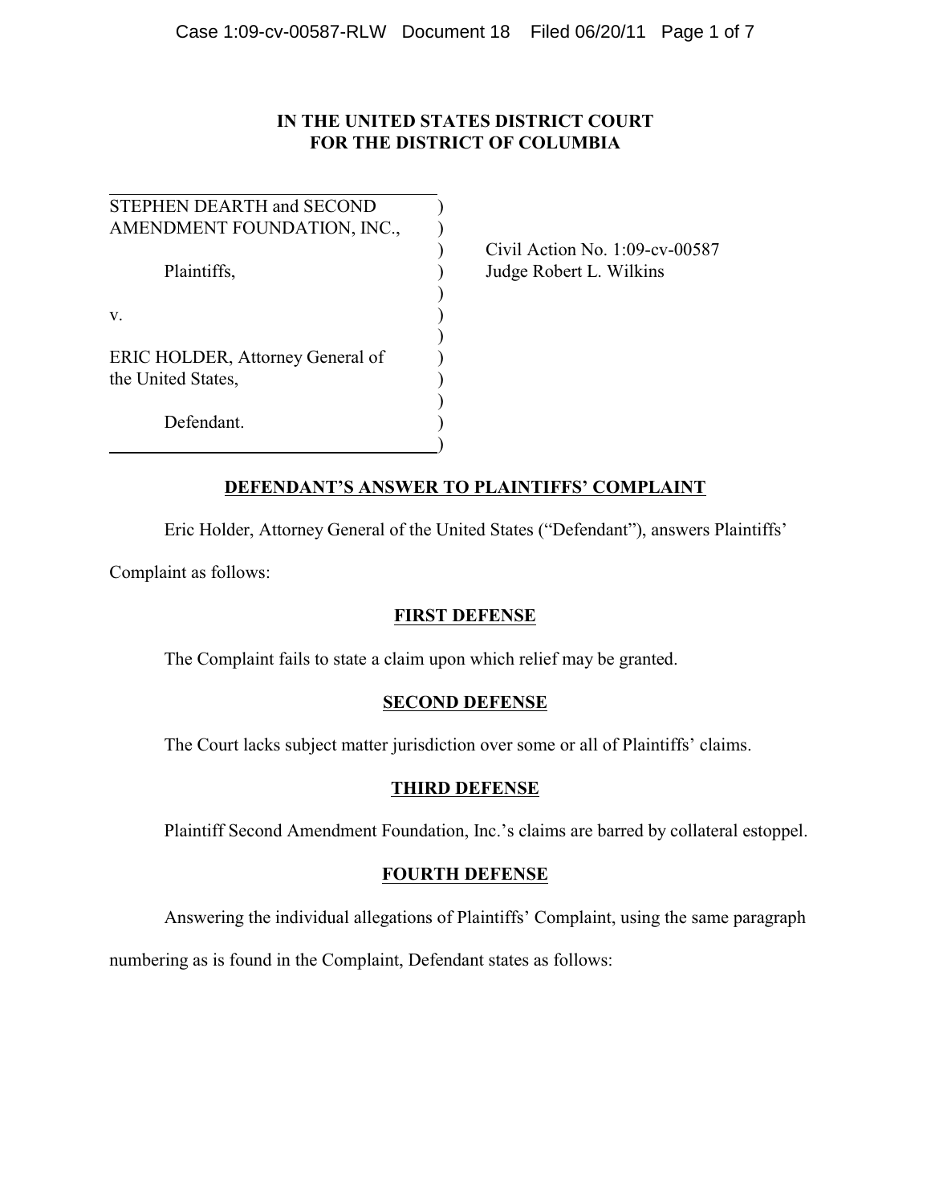**IN THE UNITED STATES DISTRICT COURT**
**FOR THE DISTRICT OF COLUMBIA**

| | |
|---|---|
| STEPHEN DEARTH and SECOND AMENDMENT FOUNDATION, INC., | Civil Action No. 1:09-cv-00587 |
| Plaintiffs, | Judge Robert L. Wilkins |
| v. | |
| ERIC HOLDER, Attorney General of the United States, | |
| Defendant. | |

**DEFENDANT'S ANSWER TO PLAINTIFFS' COMPLAINT**

Eric Holder, Attorney General of the United States ("Defendant"), answers Plaintiffs' Complaint as follows:

**FIRST DEFENSE**

The Complaint fails to state a claim upon which relief may be granted.

**SECOND DEFENSE**

The Court lacks subject matter jurisdiction over some or all of Plaintiffs' claims.

**THIRD DEFENSE**

Plaintiff Second Amendment Foundation, Inc.'s claims are barred by collateral estoppel.

**FOURTH DEFENSE**

Answering the individual allegations of Plaintiffs' Complaint, using the same paragraph numbering as is found in the Complaint, Defendant states as follows: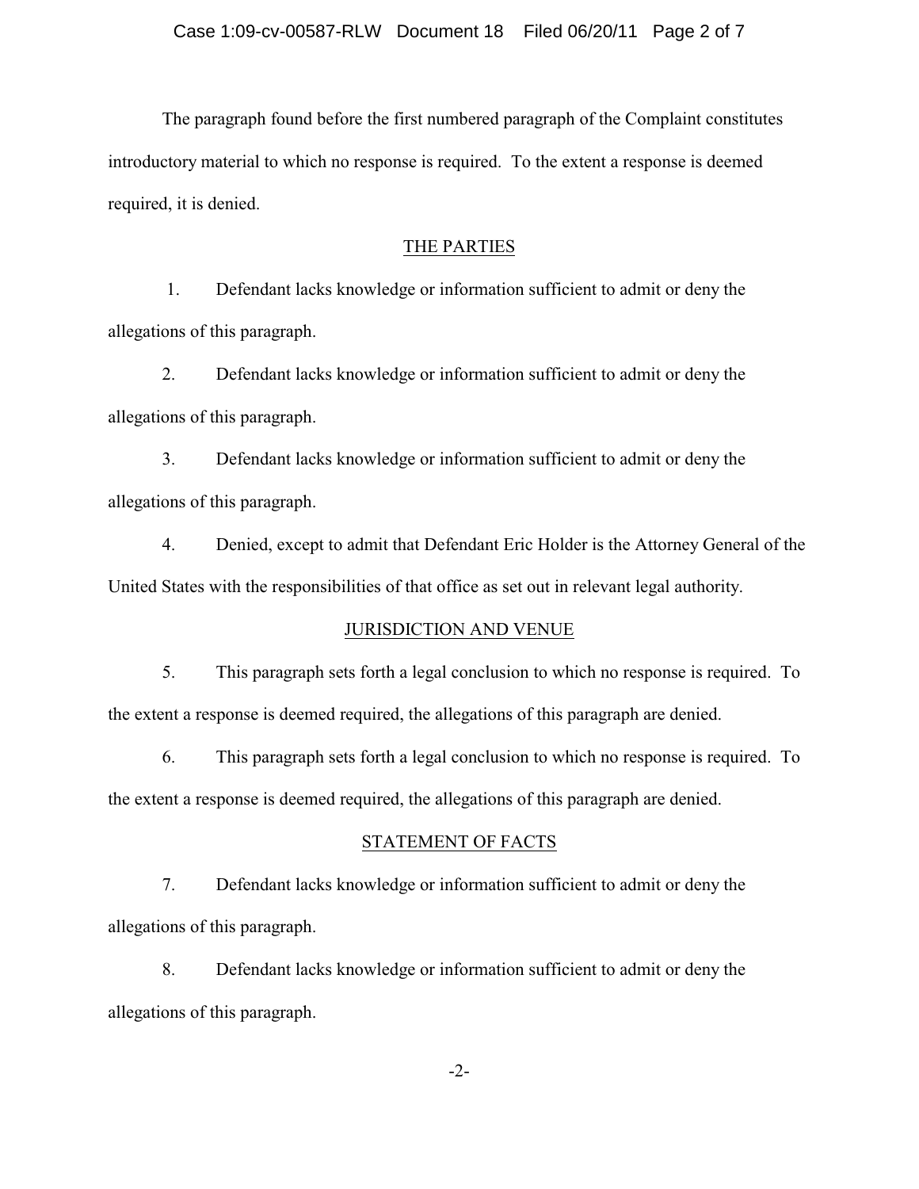The paragraph found before the first numbered paragraph of the Complaint constitutes introductory material to which no response is required. To the extent a response is deemed required, it is denied.

## THE PARTIES

1. Defendant lacks knowledge or information sufficient to admit or deny the allegations of this paragraph.

2. Defendant lacks knowledge or information sufficient to admit or deny the allegations of this paragraph.

3. Defendant lacks knowledge or information sufficient to admit or deny the allegations of this paragraph.

4. Denied, except to admit that Defendant Eric Holder is the Attorney General of the United States with the responsibilities of that office as set out in relevant legal authority.

## JURISDICTION AND VENUE

5. This paragraph sets forth a legal conclusion to which no response is required. To the extent a response is deemed required, the allegations of this paragraph are denied.

6. This paragraph sets forth a legal conclusion to which no response is required. To the extent a response is deemed required, the allegations of this paragraph are denied.

## STATEMENT OF FACTS

7. Defendant lacks knowledge or information sufficient to admit or deny the allegations of this paragraph.

8. Defendant lacks knowledge or information sufficient to admit or deny the allegations of this paragraph.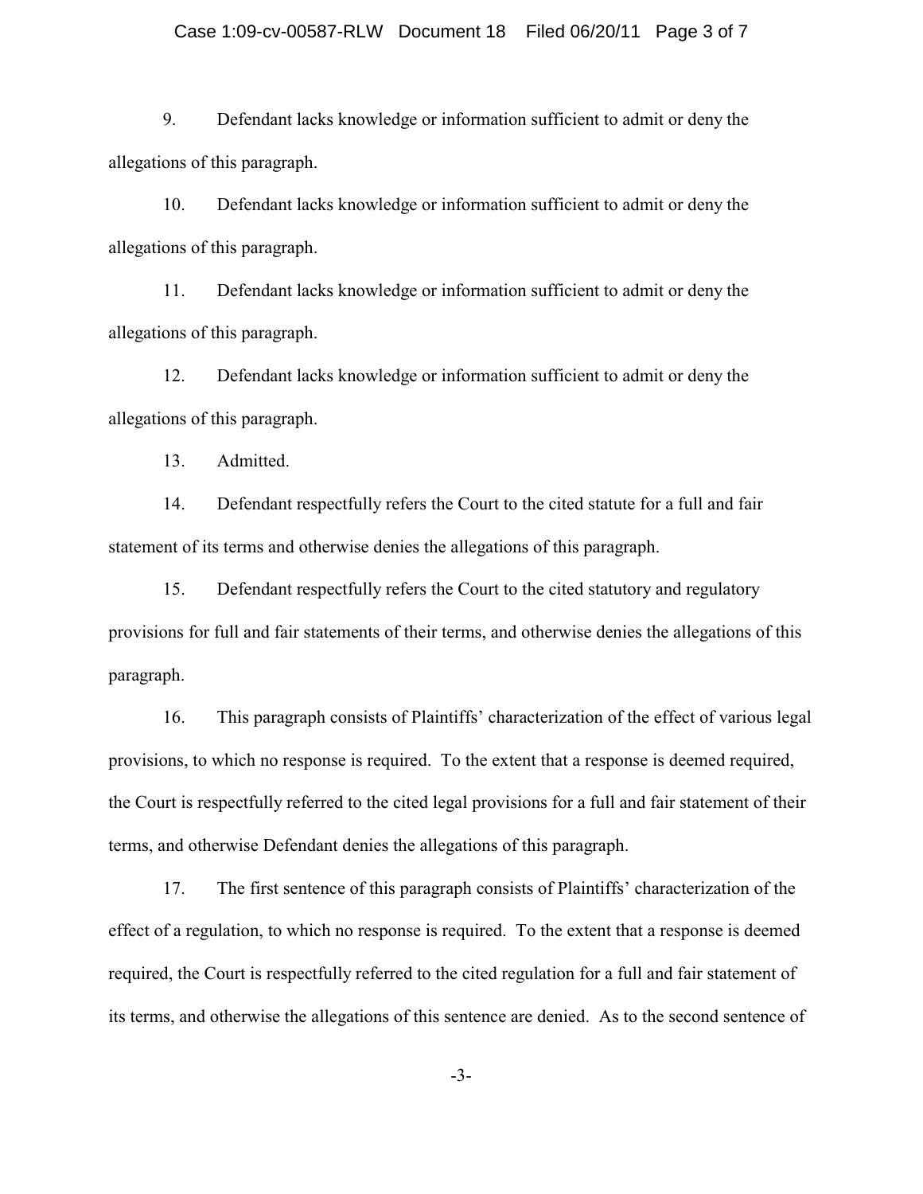9. Defendant lacks knowledge or information sufficient to admit or deny the allegations of this paragraph.

10. Defendant lacks knowledge or information sufficient to admit or deny the allegations of this paragraph.

11. Defendant lacks knowledge or information sufficient to admit or deny the allegations of this paragraph.

12. Defendant lacks knowledge or information sufficient to admit or deny the allegations of this paragraph.

13. Admitted.

14. Defendant respectfully refers the Court to the cited statute for a full and fair statement of its terms and otherwise denies the allegations of this paragraph.

15. Defendant respectfully refers the Court to the cited statutory and regulatory provisions for full and fair statements of their terms, and otherwise denies the allegations of this paragraph.

16. This paragraph consists of Plaintiffs' characterization of the effect of various legal provisions, to which no response is required. To the extent that a response is deemed required, the Court is respectfully referred to the cited legal provisions for a full and fair statement of their terms, and otherwise Defendant denies the allegations of this paragraph.

17. The first sentence of this paragraph consists of Plaintiffs' characterization of the effect of a regulation, to which no response is required. To the extent that a response is deemed required, the Court is respectfully referred to the cited regulation for a full and fair statement of its terms, and otherwise the allegations of this sentence are denied. As to the second sentence of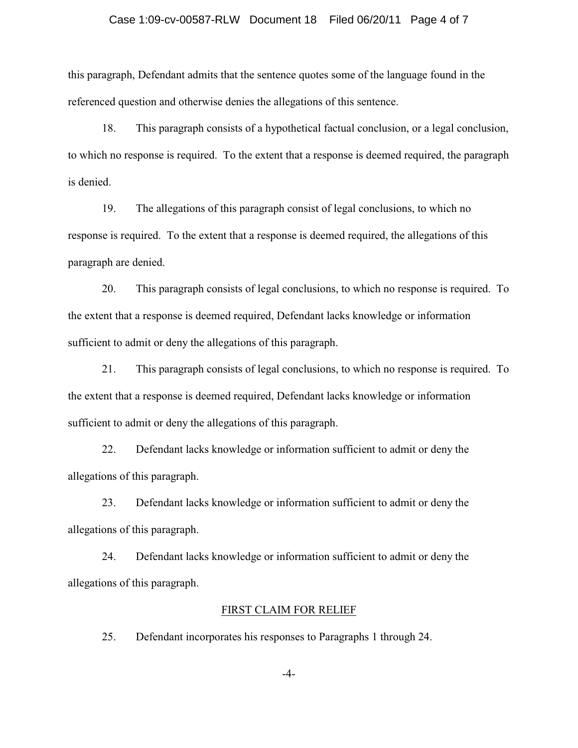this paragraph, Defendant admits that the sentence quotes some of the language found in the referenced question and otherwise denies the allegations of this sentence.

18. This paragraph consists of a hypothetical factual conclusion, or a legal conclusion, to which no response is required. To the extent that a response is deemed required, the paragraph is denied.

19. The allegations of this paragraph consist of legal conclusions, to which no response is required. To the extent that a response is deemed required, the allegations of this paragraph are denied.

20. This paragraph consists of legal conclusions, to which no response is required. To the extent that a response is deemed required, Defendant lacks knowledge or information sufficient to admit or deny the allegations of this paragraph.

21. This paragraph consists of legal conclusions, to which no response is required. To the extent that a response is deemed required, Defendant lacks knowledge or information sufficient to admit or deny the allegations of this paragraph.

22. Defendant lacks knowledge or information sufficient to admit or deny the allegations of this paragraph.

23. Defendant lacks knowledge or information sufficient to admit or deny the allegations of this paragraph.

24. Defendant lacks knowledge or information sufficient to admit or deny the allegations of this paragraph.

## FIRST CLAIM FOR RELIEF

25. Defendant incorporates his responses to Paragraphs 1 through 24.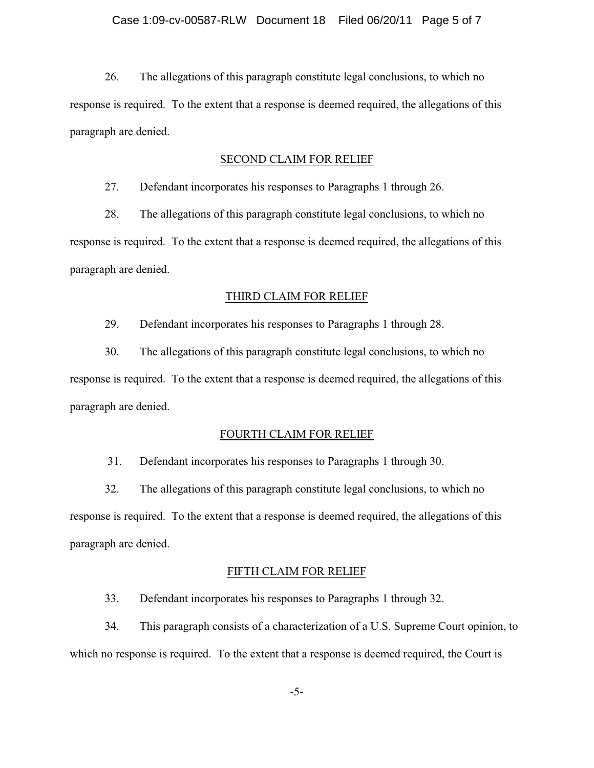26. The allegations of this paragraph constitute legal conclusions, to which no response is required. To the extent that a response is deemed required, the allegations of this paragraph are denied.

## SECOND CLAIM FOR RELIEF

27. Defendant incorporates his responses to Paragraphs 1 through 26.

28. The allegations of this paragraph constitute legal conclusions, to which no response is required. To the extent that a response is deemed required, the allegations of this paragraph are denied.

## THIRD CLAIM FOR RELIEF

29. Defendant incorporates his responses to Paragraphs 1 through 28.

30. The allegations of this paragraph constitute legal conclusions, to which no response is required. To the extent that a response is deemed required, the allegations of this paragraph are denied.

## FOURTH CLAIM FOR RELIEF

31. Defendant incorporates his responses to Paragraphs 1 through 30.

32. The allegations of this paragraph constitute legal conclusions, to which no response is required. To the extent that a response is deemed required, the allegations of this paragraph are denied.

## FIFTH CLAIM FOR RELIEF

33. Defendant incorporates his responses to Paragraphs 1 through 32.

34. This paragraph consists of a characterization of a U.S. Supreme Court opinion, to which no response is required. To the extent that a response is deemed required, the Court is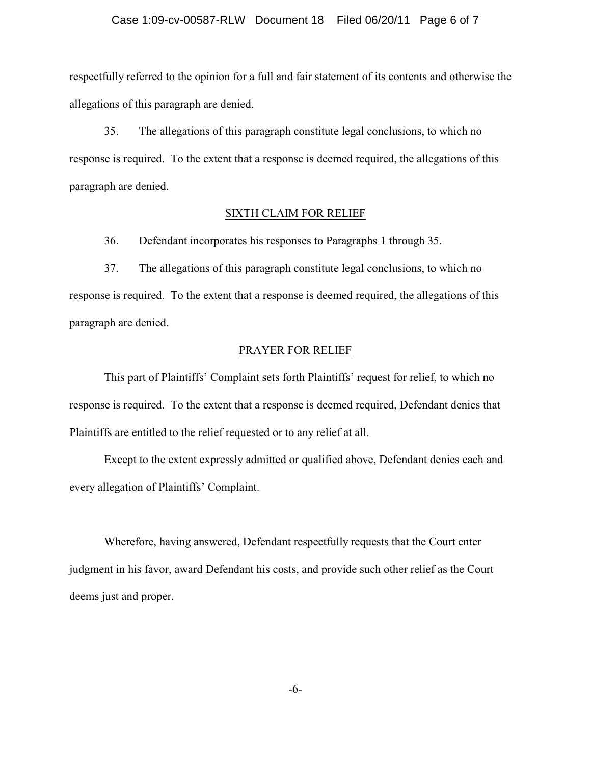respectfully referred to the opinion for a full and fair statement of its contents and otherwise the allegations of this paragraph are denied.

35. The allegations of this paragraph constitute legal conclusions, to which no response is required. To the extent that a response is deemed required, the allegations of this paragraph are denied.

## SIXTH CLAIM FOR RELIEF

36. Defendant incorporates his responses to Paragraphs 1 through 35.

37. The allegations of this paragraph constitute legal conclusions, to which no response is required. To the extent that a response is deemed required, the allegations of this paragraph are denied.

## PRAYER FOR RELIEF

This part of Plaintiffs' Complaint sets forth Plaintiffs' request for relief, to which no response is required. To the extent that a response is deemed required, Defendant denies that Plaintiffs are entitled to the relief requested or to any relief at all.

Except to the extent expressly admitted or qualified above, Defendant denies each and every allegation of Plaintiffs' Complaint.

Wherefore, having answered, Defendant respectfully requests that the Court enter judgment in his favor, award Defendant his costs, and provide such other relief as the Court deems just and proper.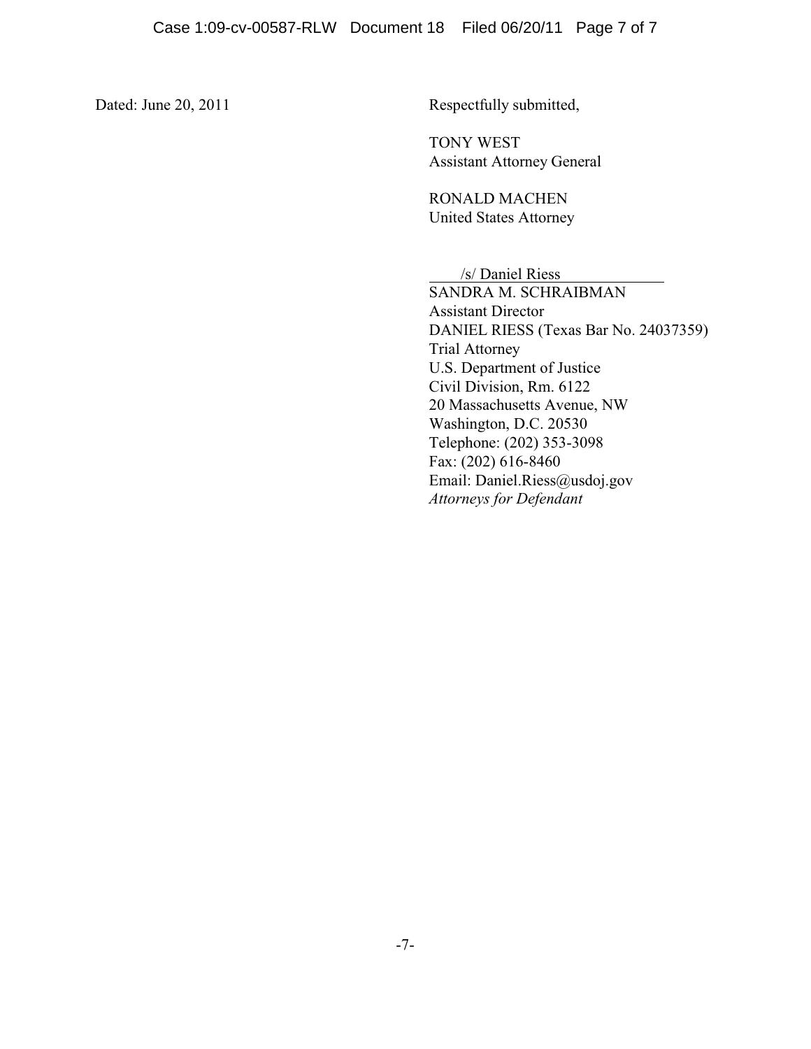Dated: June 20, 2011

Respectfully submitted,

TONY WEST
Assistant Attorney General

RONALD MACHEN
United States Attorney

/s/ Daniel Riess
SANDRA M. SCHRAIBMAN
Assistant Director
DANIEL RIESS (Texas Bar No. 24037359)
Trial Attorney
U.S. Department of Justice
Civil Division, Rm. 6122
20 Massachusetts Avenue, NW
Washington, D.C. 20530
Telephone: (202) 353-3098
Fax: (202) 616-8460
Email: Daniel.Riess@usdoj.gov
*Attorneys for Defendant*